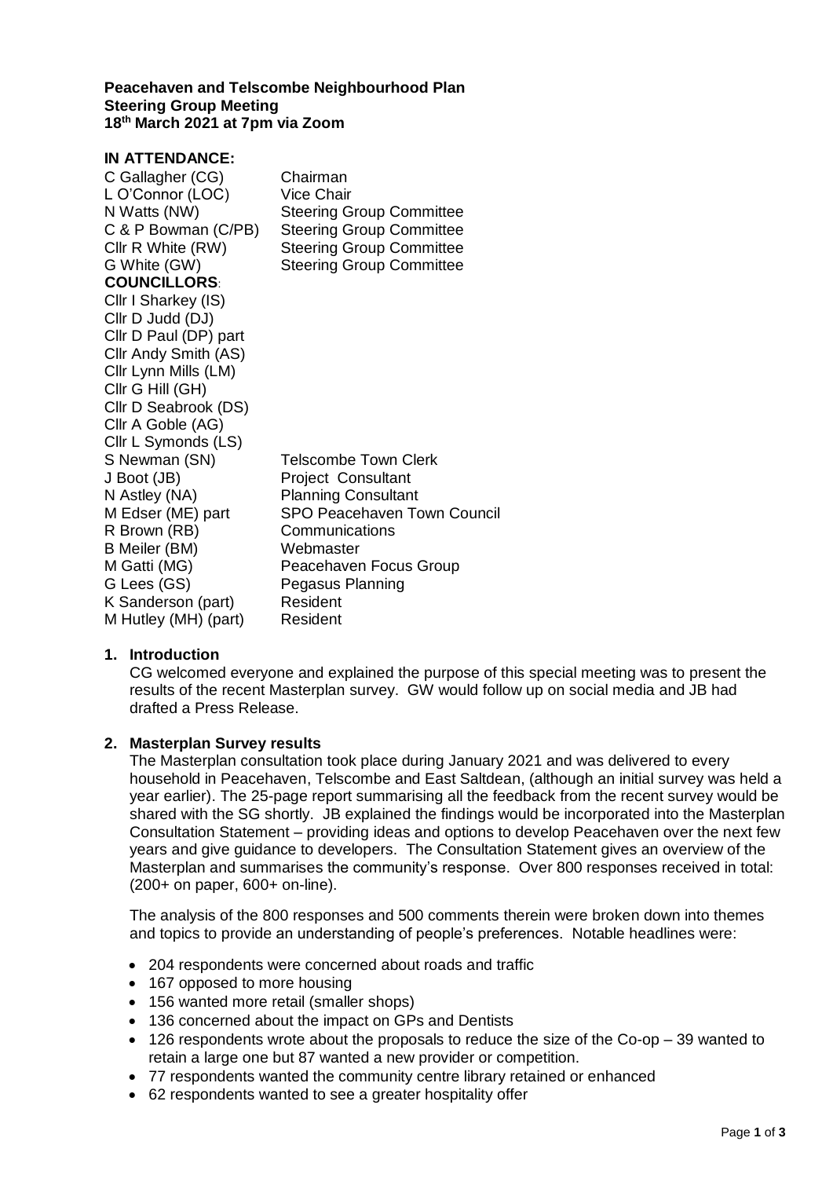**Peacehaven and Telscombe Neighbourhood Plan**
**Steering Group Meeting**
**18th March 2021 at 7pm via Zoom**

**IN ATTENDANCE:**

| | |
|---|---|
| C Gallagher (CG) | Chairman |
| L O'Connor (LOC) | Vice Chair |
| N Watts (NW) | Steering Group Committee |
| C & P Bowman (C/PB) | Steering Group Committee |
| Cllr R White (RW) | Steering Group Committee |
| G White (GW) | Steering Group Committee |
| **COUNCILLORS**: | |
| Cllr I Sharkey (IS) | |
| Cllr D Judd (DJ) | |
| Cllr D Paul (DP) part | |
| Cllr Andy Smith (AS) | |
| Cllr Lynn Mills (LM) | |
| Cllr G Hill (GH) | |
| Cllr D Seabrook (DS) | |
| Cllr A Goble (AG) | |
| Cllr L Symonds (LS) | |
| S Newman (SN) | Telscombe Town Clerk |
| J Boot (JB) | Project Consultant |
| N Astley (NA) | Planning Consultant |
| M Edser (ME) part | SPO Peacehaven Town Council |
| R Brown (RB) | Communications |
| B Meiler (BM) | Webmaster |
| M Gatti (MG) | Peacehaven Focus Group |
| G Lees (GS) | Pegasus Planning |
| K Sanderson (part) | Resident |
| M Hutley (MH) (part) | Resident |

**1. Introduction**

CG welcomed everyone and explained the purpose of this special meeting was to present the results of the recent Masterplan survey. GW would follow up on social media and JB had drafted a Press Release.

**2. Masterplan Survey results**

The Masterplan consultation took place during January 2021 and was delivered to every household in Peacehaven, Telscombe and East Saltdean, (although an initial survey was held a year earlier). The 25-page report summarising all the feedback from the recent survey would be shared with the SG shortly. JB explained the findings would be incorporated into the Masterplan Consultation Statement – providing ideas and options to develop Peacehaven over the next few years and give guidance to developers. The Consultation Statement gives an overview of the Masterplan and summarises the community's response. Over 800 responses received in total: (200+ on paper, 600+ on-line).

The analysis of the 800 responses and 500 comments therein were broken down into themes and topics to provide an understanding of people's preferences. Notable headlines were:

- 204 respondents were concerned about roads and traffic
- 167 opposed to more housing
- 156 wanted more retail (smaller shops)
- 136 concerned about the impact on GPs and Dentists
- 126 respondents wrote about the proposals to reduce the size of the Co-op – 39 wanted to retain a large one but 87 wanted a new provider or competition.
- 77 respondents wanted the community centre library retained or enhanced
- 62 respondents wanted to see a greater hospitality offer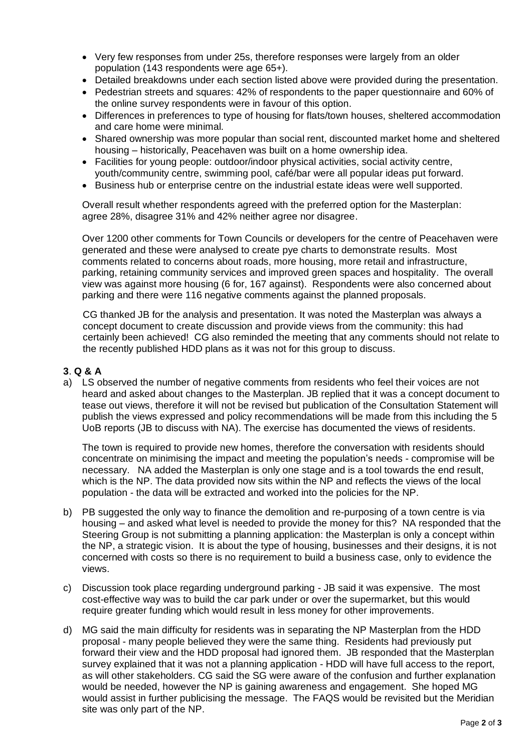- Very few responses from under 25s, therefore responses were largely from an older population (143 respondents were age 65+).
- Detailed breakdowns under each section listed above were provided during the presentation.
- Pedestrian streets and squares: 42% of respondents to the paper questionnaire and 60% of the online survey respondents were in favour of this option.
- Differences in preferences to type of housing for flats/town houses, sheltered accommodation and care home were minimal.
- Shared ownership was more popular than social rent, discounted market home and sheltered housing – historically, Peacehaven was built on a home ownership idea.
- Facilities for young people: outdoor/indoor physical activities, social activity centre, youth/community centre, swimming pool, café/bar were all popular ideas put forward.
- Business hub or enterprise centre on the industrial estate ideas were well supported.

Overall result whether respondents agreed with the preferred option for the Masterplan: agree 28%, disagree 31% and 42% neither agree nor disagree.

Over 1200 other comments for Town Councils or developers for the centre of Peacehaven were generated and these were analysed to create pye charts to demonstrate results. Most comments related to concerns about roads, more housing, more retail and infrastructure, parking, retaining community services and improved green spaces and hospitality. The overall view was against more housing (6 for, 167 against). Respondents were also concerned about parking and there were 116 negative comments against the planned proposals.

CG thanked JB for the analysis and presentation. It was noted the Masterplan was always a concept document to create discussion and provide views from the community: this had certainly been achieved! CG also reminded the meeting that any comments should not relate to the recently published HDD plans as it was not for this group to discuss.

**3**. **Q & A**

a) LS observed the number of negative comments from residents who feel their voices are not heard and asked about changes to the Masterplan. JB replied that it was a concept document to tease out views, therefore it will not be revised but publication of the Consultation Statement will publish the views expressed and policy recommendations will be made from this including the 5 UoB reports (JB to discuss with NA). The exercise has documented the views of residents.

   The town is required to provide new homes, therefore the conversation with residents should concentrate on minimising the impact and meeting the population's needs - compromise will be necessary. NA added the Masterplan is only one stage and is a tool towards the end result, which is the NP. The data provided now sits within the NP and reflects the views of the local population - the data will be extracted and worked into the policies for the NP.

b) PB suggested the only way to finance the demolition and re-purposing of a town centre is via housing – and asked what level is needed to provide the money for this? NA responded that the Steering Group is not submitting a planning application: the Masterplan is only a concept within the NP, a strategic vision. It is about the type of housing, businesses and their designs, it is not concerned with costs so there is no requirement to build a business case, only to evidence the views.

c) Discussion took place regarding underground parking - JB said it was expensive. The most cost-effective way was to build the car park under or over the supermarket, but this would require greater funding which would result in less money for other improvements.

d) MG said the main difficulty for residents was in separating the NP Masterplan from the HDD proposal - many people believed they were the same thing. Residents had previously put forward their view and the HDD proposal had ignored them. JB responded that the Masterplan survey explained that it was not a planning application - HDD will have full access to the report, as will other stakeholders. CG said the SG were aware of the confusion and further explanation would be needed, however the NP is gaining awareness and engagement. She hoped MG would assist in further publicising the message. The FAQS would be revisited but the Meridian site was only part of the NP.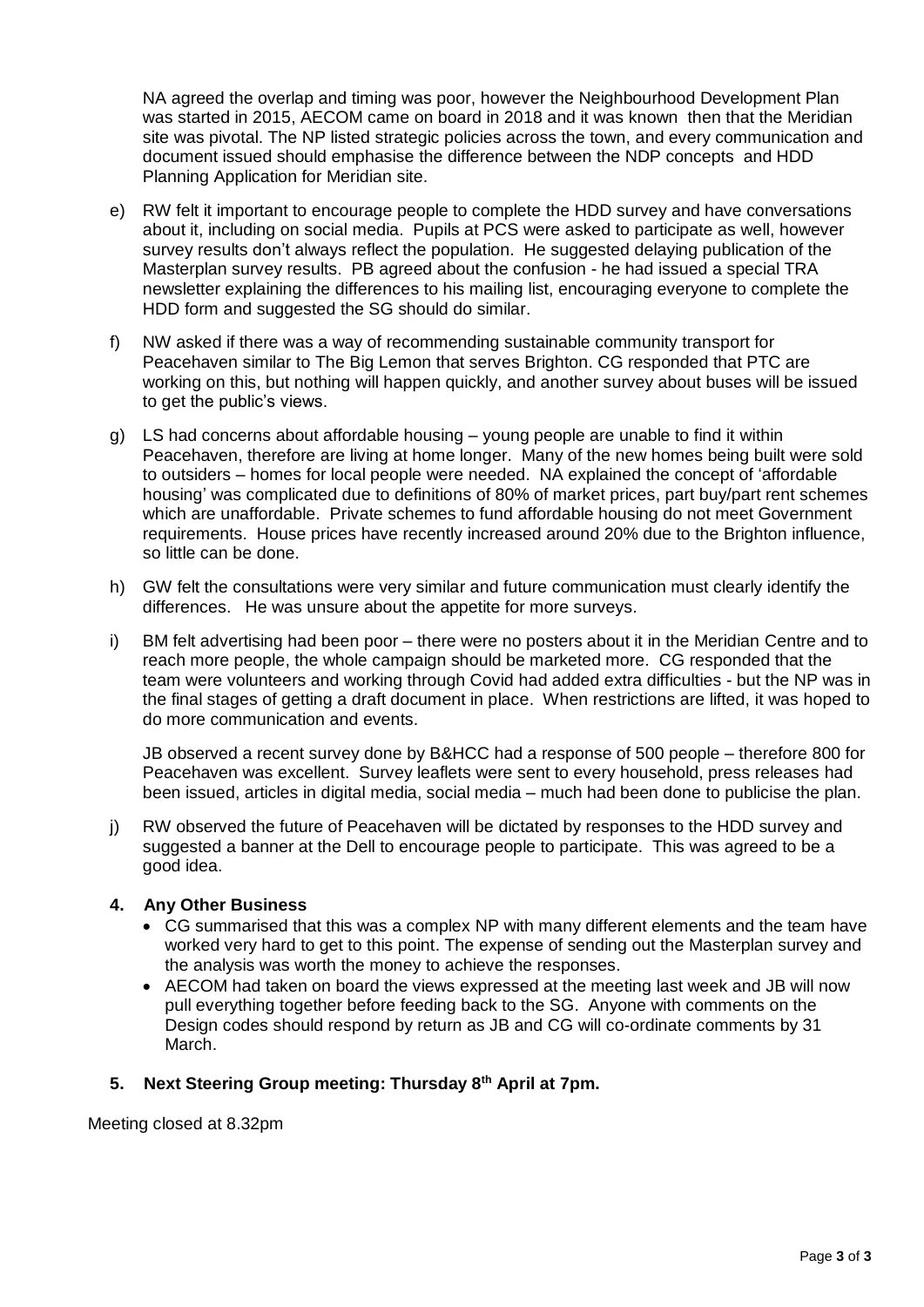NA agreed the overlap and timing was poor, however the Neighbourhood Development Plan was started in 2015, AECOM came on board in 2018 and it was known then that the Meridian site was pivotal. The NP listed strategic policies across the town, and every communication and document issued should emphasise the difference between the NDP concepts and HDD Planning Application for Meridian site.

e) RW felt it important to encourage people to complete the HDD survey and have conversations about it, including on social media. Pupils at PCS were asked to participate as well, however survey results don't always reflect the population. He suggested delaying publication of the Masterplan survey results. PB agreed about the confusion - he had issued a special TRA newsletter explaining the differences to his mailing list, encouraging everyone to complete the HDD form and suggested the SG should do similar.

f) NW asked if there was a way of recommending sustainable community transport for Peacehaven similar to The Big Lemon that serves Brighton. CG responded that PTC are working on this, but nothing will happen quickly, and another survey about buses will be issued to get the public's views.

g) LS had concerns about affordable housing – young people are unable to find it within Peacehaven, therefore are living at home longer. Many of the new homes being built were sold to outsiders – homes for local people were needed. NA explained the concept of 'affordable housing' was complicated due to definitions of 80% of market prices, part buy/part rent schemes which are unaffordable. Private schemes to fund affordable housing do not meet Government requirements. House prices have recently increased around 20% due to the Brighton influence, so little can be done.

h) GW felt the consultations were very similar and future communication must clearly identify the differences. He was unsure about the appetite for more surveys.

i) BM felt advertising had been poor – there were no posters about it in the Meridian Centre and to reach more people, the whole campaign should be marketed more. CG responded that the team were volunteers and working through Covid had added extra difficulties - but the NP was in the final stages of getting a draft document in place. When restrictions are lifted, it was hoped to do more communication and events.

   JB observed a recent survey done by B&HCC had a response of 500 people – therefore 800 for Peacehaven was excellent. Survey leaflets were sent to every household, press releases had been issued, articles in digital media, social media – much had been done to publicise the plan.

j) RW observed the future of Peacehaven will be dictated by responses to the HDD survey and suggested a banner at the Dell to encourage people to participate. This was agreed to be a good idea.

## 4. Any Other Business

- CG summarised that this was a complex NP with many different elements and the team have worked very hard to get to this point. The expense of sending out the Masterplan survey and the analysis was worth the money to achieve the responses.
- AECOM had taken on board the views expressed at the meeting last week and JB will now pull everything together before feeding back to the SG. Anyone with comments on the Design codes should respond by return as JB and CG will co-ordinate comments by 31 March.

## 5. Next Steering Group meeting: Thursday 8th April at 7pm.

Meeting closed at 8.32pm